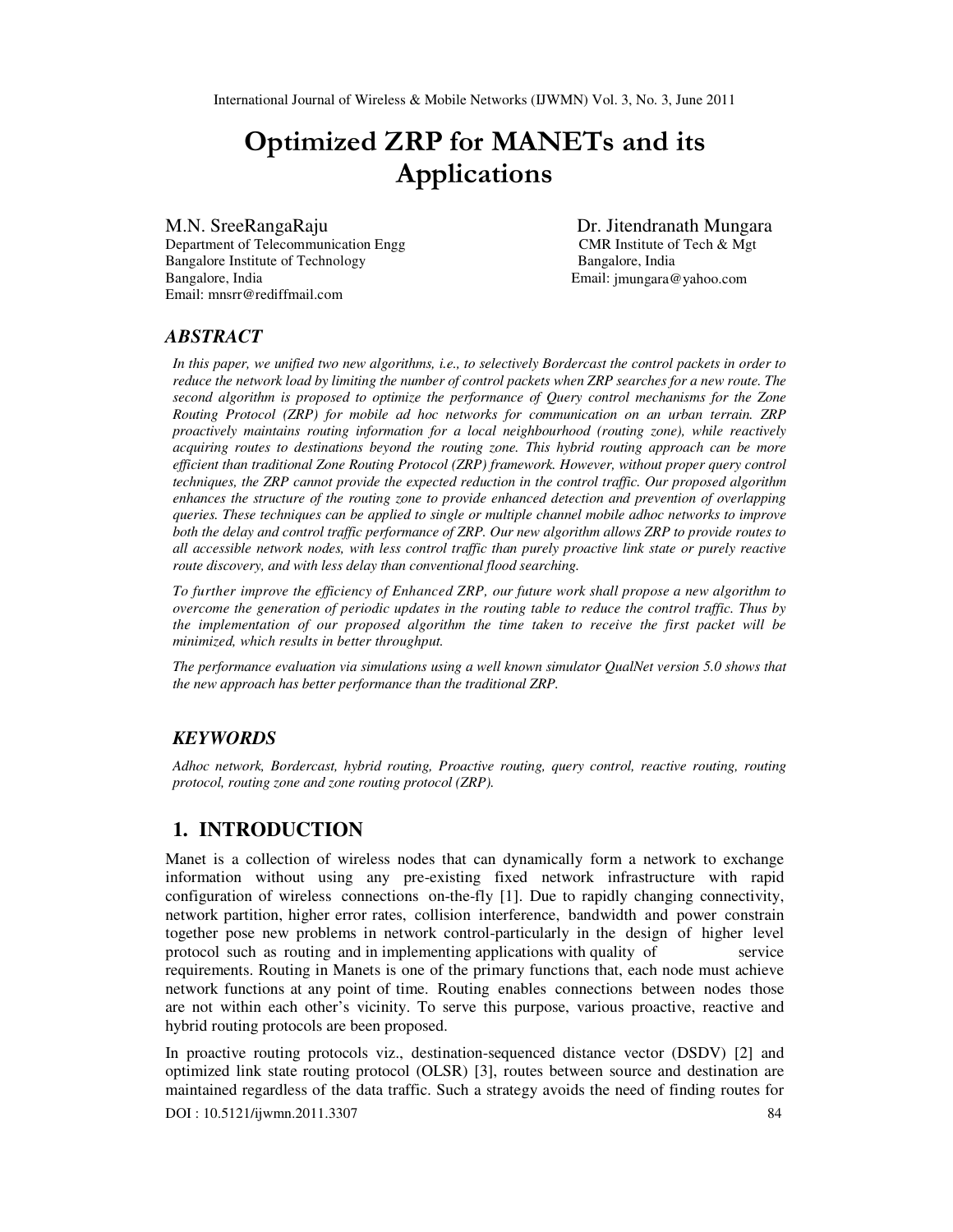# Optimized ZRP for MANETs and its Applications

M.N. SreeRangaRaju
Department of Telecommunication Engg
Bangalore Institute of Technology
Bangalore, India
Email: mnsrr@rediffmail.com

Dr. Jitendranath Mungara
CMR Institute of Tech & Mgt
Bangalore, India
Email: jmungara@yahoo.com

## *ABSTRACT*

*In this paper, we unified two new algorithms, i.e., to selectively Bordercast the control packets in order to reduce the network load by limiting the number of control packets when ZRP searches for a new route. The second algorithm is proposed to optimize the performance of Query control mechanisms for the Zone Routing Protocol (ZRP) for mobile ad hoc networks for communication on an urban terrain. ZRP proactively maintains routing information for a local neighbourhood (routing zone), while reactively acquiring routes to destinations beyond the routing zone. This hybrid routing approach can be more efficient than traditional Zone Routing Protocol (ZRP) framework. However, without proper query control techniques, the ZRP cannot provide the expected reduction in the control traffic. Our proposed algorithm enhances the structure of the routing zone to provide enhanced detection and prevention of overlapping queries. These techniques can be applied to single or multiple channel mobile adhoc networks to improve both the delay and control traffic performance of ZRP. Our new algorithm allows ZRP to provide routes to all accessible network nodes, with less control traffic than purely proactive link state or purely reactive route discovery, and with less delay than conventional flood searching.*

*To further improve the efficiency of Enhanced ZRP, our future work shall propose a new algorithm to overcome the generation of periodic updates in the routing table to reduce the control traffic. Thus by the implementation of our proposed algorithm the time taken to receive the first packet will be minimized, which results in better throughput.*

*The performance evaluation via simulations using a well known simulator QualNet version 5.0 shows that the new approach has better performance than the traditional ZRP.*

## *KEYWORDS*

*Adhoc network, Bordercast, hybrid routing, Proactive routing, query control, reactive routing, routing protocol, routing zone and zone routing protocol (ZRP).*

## 1. INTRODUCTION

Manet is a collection of wireless nodes that can dynamically form a network to exchange information without using any pre-existing fixed network infrastructure with rapid configuration of wireless connections on-the-fly [1]. Due to rapidly changing connectivity, network partition, higher error rates, collision interference, bandwidth and power constrain together pose new problems in network control-particularly in the design of higher level protocol such as routing and in implementing applications with quality of service requirements. Routing in Manets is one of the primary functions that, each node must achieve network functions at any point of time. Routing enables connections between nodes those are not within each other's vicinity. To serve this purpose, various proactive, reactive and hybrid routing protocols are been proposed.

In proactive routing protocols viz., destination-sequenced distance vector (DSDV) [2] and optimized link state routing protocol (OLSR) [3], routes between source and destination are maintained regardless of the data traffic. Such a strategy avoids the need of finding routes for

DOI : 10.5121/ijwmn.2011.3307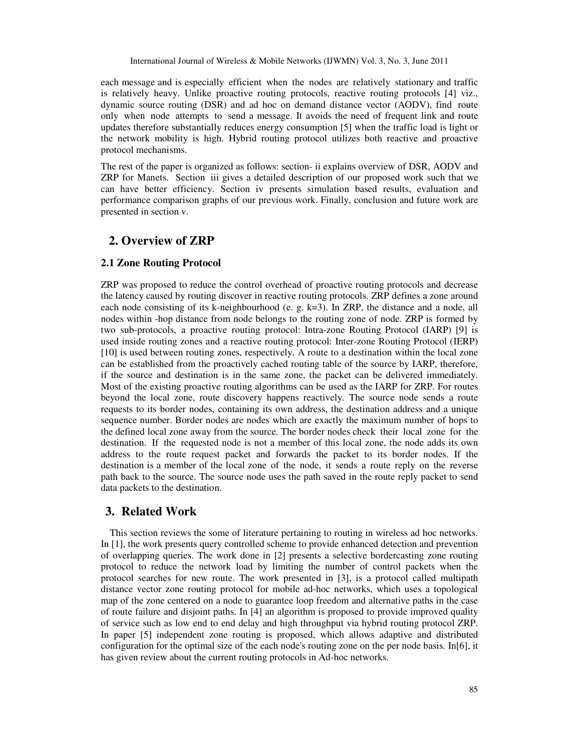each message and is especially efficient when the nodes are relatively stationary and traffic is relatively heavy. Unlike proactive routing protocols, reactive routing protocols [4] viz., dynamic source routing (DSR) and ad hoc on demand distance vector (AODV), find route only when node attempts to send a message. It avoids the need of frequent link and route updates therefore substantially reduces energy consumption [5] when the traffic load is light or the network mobility is high. Hybrid routing protocol utilizes both reactive and proactive protocol mechanisms.

The rest of the paper is organized as follows: section- ii explains overview of DSR, AODV and ZRP for Manets. Section iii gives a detailed description of our proposed work such that we can have better efficiency. Section iv presents simulation based results, evaluation and performance comparison graphs of our previous work. Finally, conclusion and future work are presented in section v.

## 2. Overview of ZRP

### 2.1 Zone Routing Protocol

ZRP was proposed to reduce the control overhead of proactive routing protocols and decrease the latency caused by routing discover in reactive routing protocols. ZRP defines a zone around each node consisting of its k-neighbourhood (e. g. k=3). In ZRP, the distance and a node, all nodes within -hop distance from node belongs to the routing zone of node. ZRP is formed by two sub-protocols, a proactive routing protocol: Intra-zone Routing Protocol (IARP) [9] is used inside routing zones and a reactive routing protocol: Inter-zone Routing Protocol (IERP) [10] is used between routing zones, respectively. A route to a destination within the local zone can be established from the proactively cached routing table of the source by IARP, therefore, if the source and destination is in the same zone, the packet can be delivered immediately. Most of the existing proactive routing algorithms can be used as the IARP for ZRP. For routes beyond the local zone, route discovery happens reactively. The source node sends a route requests to its border nodes, containing its own address, the destination address and a unique sequence number. Border nodes are nodes which are exactly the maximum number of hops to the defined local zone away from the source. The border nodes check their local zone for the destination. If the requested node is not a member of this local zone, the node adds its own address to the route request packet and forwards the packet to its border nodes. If the destination is a member of the local zone of the node, it sends a route reply on the reverse path back to the source. The source node uses the path saved in the route reply packet to send data packets to the destination.

## 3. Related Work

This section reviews the some of literature pertaining to routing in wireless ad hoc networks. In [1], the work presents query controlled scheme to provide enhanced detection and prevention of overlapping queries. The work done in [2] presents a selective bordercasting zone routing protocol to reduce the network load by limiting the number of control packets when the protocol searches for new route. The work presented in [3], is a protocol called multipath distance vector zone routing protocol for mobile ad-hoc networks, which uses a topological map of the zone centered on a node to guarantee loop freedom and alternative paths in the case of route failure and disjoint paths. In [4] an algorithm is proposed to provide improved quality of service such as low end to end delay and high throughput via hybrid routing protocol ZRP. In paper [5] independent zone routing is proposed, which allows adaptive and distributed configuration for the optimal size of the each node's routing zone on the per node basis. In[6], it has given review about the current routing protocols in Ad-hoc networks.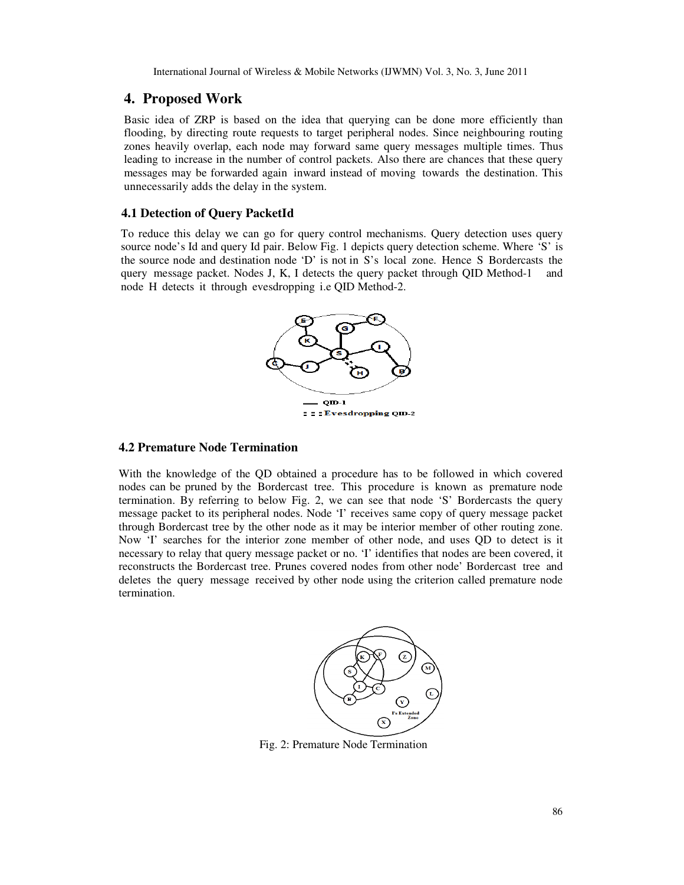## 4. Proposed Work

Basic idea of ZRP is based on the idea that querying can be done more efficiently than flooding, by directing route requests to target peripheral nodes. Since neighbouring routing zones heavily overlap, each node may forward same query messages multiple times. Thus leading to increase in the number of control packets. Also there are chances that these query messages may be forwarded again inward instead of moving towards the destination. This unnecessarily adds the delay in the system.

### 4.1 Detection of Query PacketId

To reduce this delay we can go for query control mechanisms. Query detection uses query source node's Id and query Id pair. Below Fig. 1 depicts query detection scheme. Where 'S' is the source node and destination node 'D' is not in S's local zone. Hence S Bordercasts the query message packet. Nodes J, K, I detects the query packet through QID Method-1 and node H detects it through evesdropping i.e QID Method-2.

### 4.2 Premature Node Termination

With the knowledge of the QD obtained a procedure has to be followed in which covered nodes can be pruned by the Bordercast tree. This procedure is known as premature node termination. By referring to below Fig. 2, we can see that node 'S' Bordercasts the query message packet to its peripheral nodes. Node 'I' receives same copy of query message packet through Bordercast tree by the other node as it may be interior member of other routing zone. Now 'I' searches for the interior zone member of other node, and uses QD to detect is it necessary to relay that query message packet or no. 'I' identifies that nodes are been covered, it reconstructs the Bordercast tree. Prunes covered nodes from other node' Bordercast tree and deletes the query message received by other node using the criterion called premature node termination.

Fig. 2: Premature Node Termination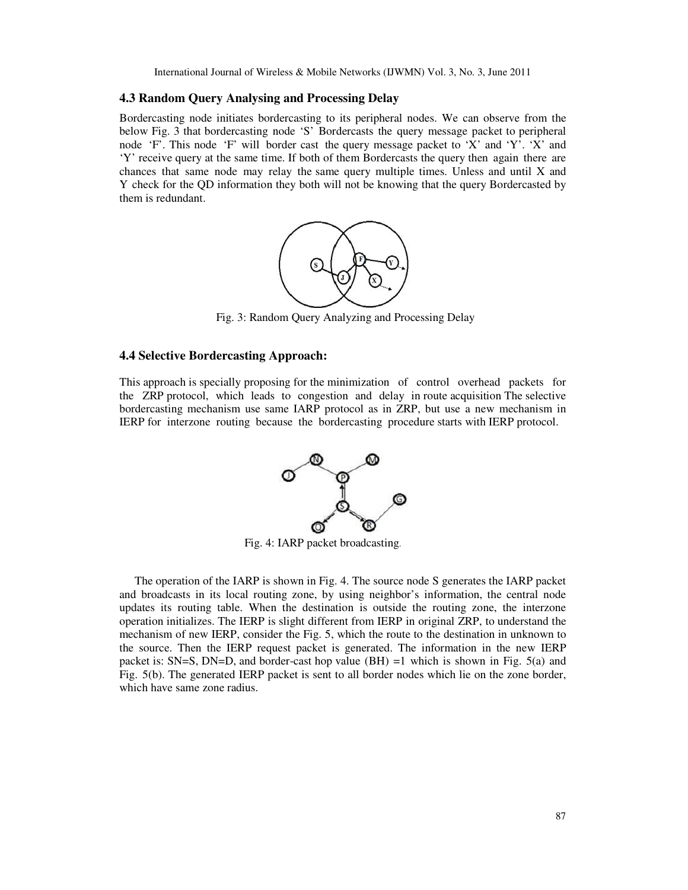### 4.3 Random Query Analysing and Processing Delay

Bordercasting node initiates bordercasting to its peripheral nodes. We can observe from the below Fig. 3 that bordercasting node 'S' Bordercasts the query message packet to peripheral node 'F'. This node 'F' will border cast the query message packet to 'X' and 'Y'. 'X' and 'Y' receive query at the same time. If both of them Bordercasts the query then again there are chances that same node may relay the same query multiple times. Unless and until X and Y check for the QD information they both will not be knowing that the query Bordercasted by them is redundant.

Fig. 3: Random Query Analyzing and Processing Delay

### 4.4 Selective Bordercasting Approach:

This approach is specially proposing for the minimization of control overhead packets for the ZRP protocol, which leads to congestion and delay in route acquisition The selective bordercasting mechanism use same IARP protocol as in ZRP, but use a new mechanism in IERP for interzone routing because the bordercasting procedure starts with IERP protocol.

Fig. 4: IARP packet broadcasting.

The operation of the IARP is shown in Fig. 4. The source node S generates the IARP packet and broadcasts in its local routing zone, by using neighbor's information, the central node updates its routing table. When the destination is outside the routing zone, the interzone operation initializes. The IERP is slight different from IERP in original ZRP, to understand the mechanism of new IERP, consider the Fig. 5, which the route to the destination in unknown to the source. Then the IERP request packet is generated. The information in the new IERP packet is: SN=S, DN=D, and border-cast hop value (BH) =1 which is shown in Fig. 5(a) and Fig. 5(b). The generated IERP packet is sent to all border nodes which lie on the zone border, which have same zone radius.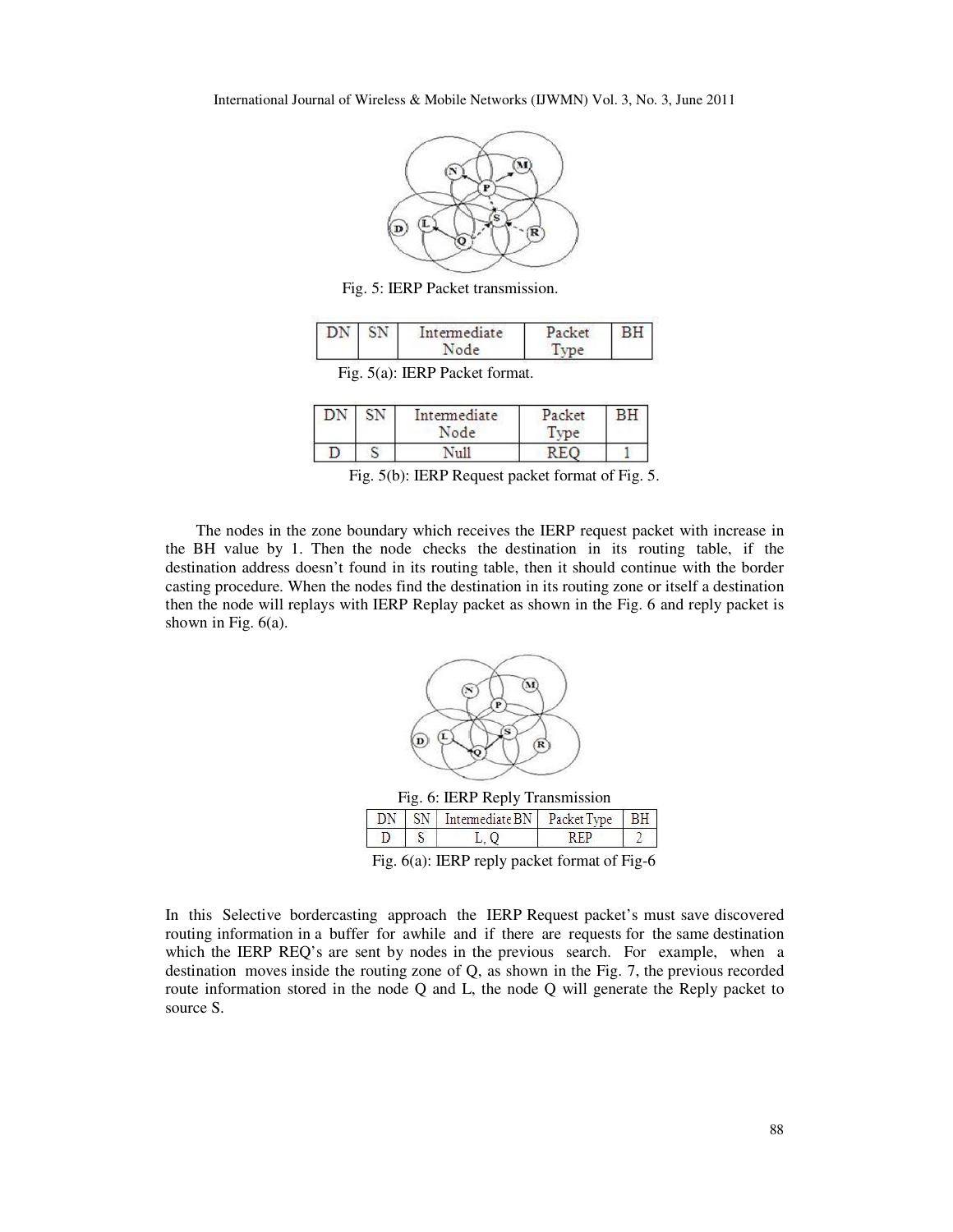Fig. 5: IERP Packet transmission.

| DN | SN | Intermediate Node | Packet Type | BH |
|---|---|---|---|---|

Fig. 5(a): IERP Packet format.

| DN | SN | Intermediate Node | Packet Type | BH |
|---|---|---|---|---|
| D | S | Null | REQ | 1 |

Fig. 5(b): IERP Request packet format of Fig. 5.

The nodes in the zone boundary which receives the IERP request packet with increase in the BH value by 1. Then the node checks the destination in its routing table, if the destination address doesn't found in its routing table, then it should continue with the border casting procedure. When the nodes find the destination in its routing zone or itself a destination then the node will replays with IERP Replay packet as shown in the Fig. 6 and reply packet is shown in Fig. 6(a).

Fig. 6: IERP Reply Transmission

| DN | SN | Intermediate BN | Packet Type | BH |
|---|---|---|---|---|
| D | S | L, Q | REP | 2 |

Fig. 6(a): IERP reply packet format of Fig-6

In this Selective bordercasting approach the IERP Request packet's must save discovered routing information in a buffer for awhile and if there are requests for the same destination which the IERP REQ's are sent by nodes in the previous search. For example, when a destination moves inside the routing zone of Q, as shown in the Fig. 7, the previous recorded route information stored in the node Q and L, the node Q will generate the Reply packet to source S.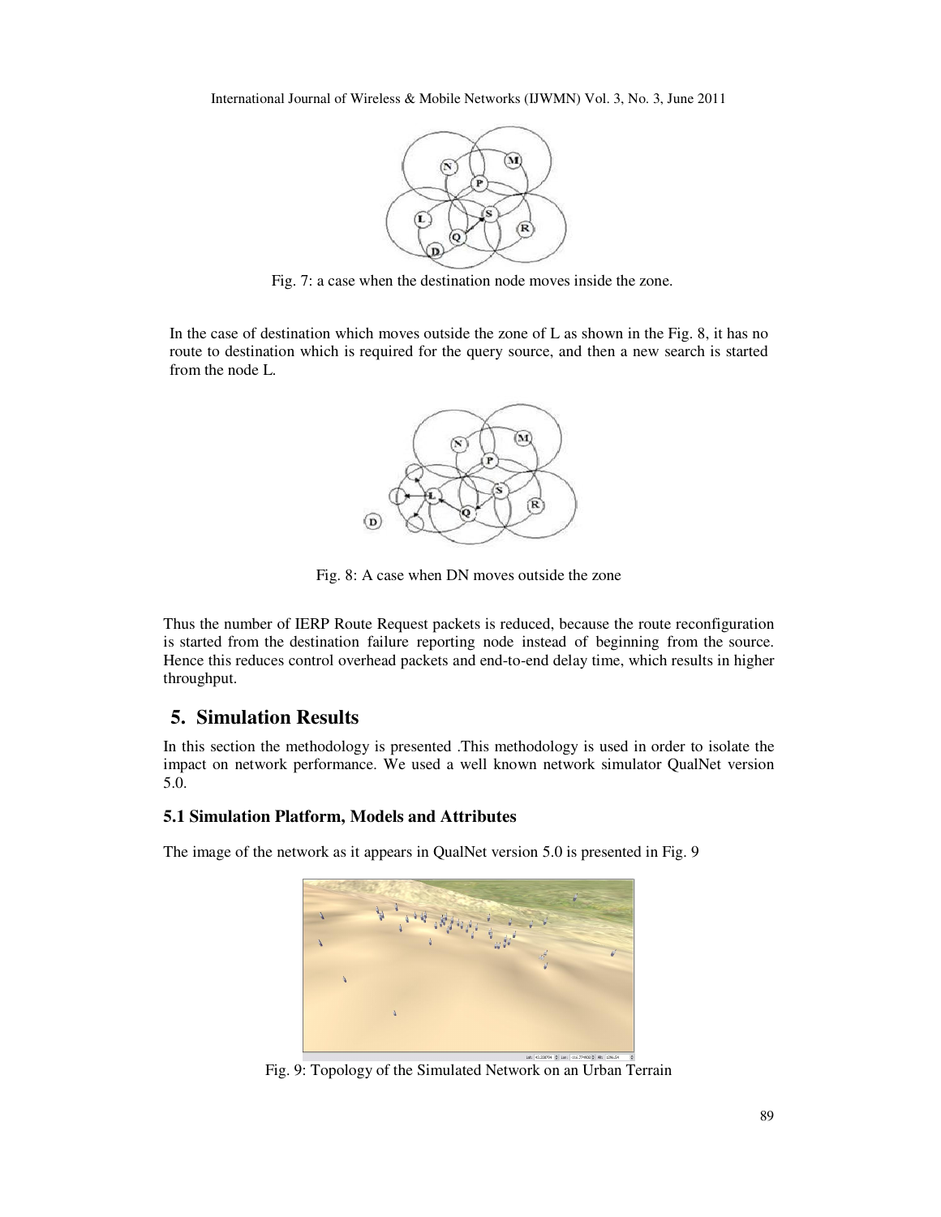Fig. 7: a case when the destination node moves inside the zone.

In the case of destination which moves outside the zone of L as shown in the Fig. 8, it has no route to destination which is required for the query source, and then a new search is started from the node L.

Fig. 8: A case when DN moves outside the zone

Thus the number of IERP Route Request packets is reduced, because the route reconfiguration is started from the destination failure reporting node instead of beginning from the source. Hence this reduces control overhead packets and end-to-end delay time, which results in higher throughput.

## 5. Simulation Results

In this section the methodology is presented .This methodology is used in order to isolate the impact on network performance. We used a well known network simulator QualNet version 5.0.

### 5.1 Simulation Platform, Models and Attributes

The image of the network as it appears in QualNet version 5.0 is presented in Fig. 9

Fig. 9: Topology of the Simulated Network on an Urban Terrain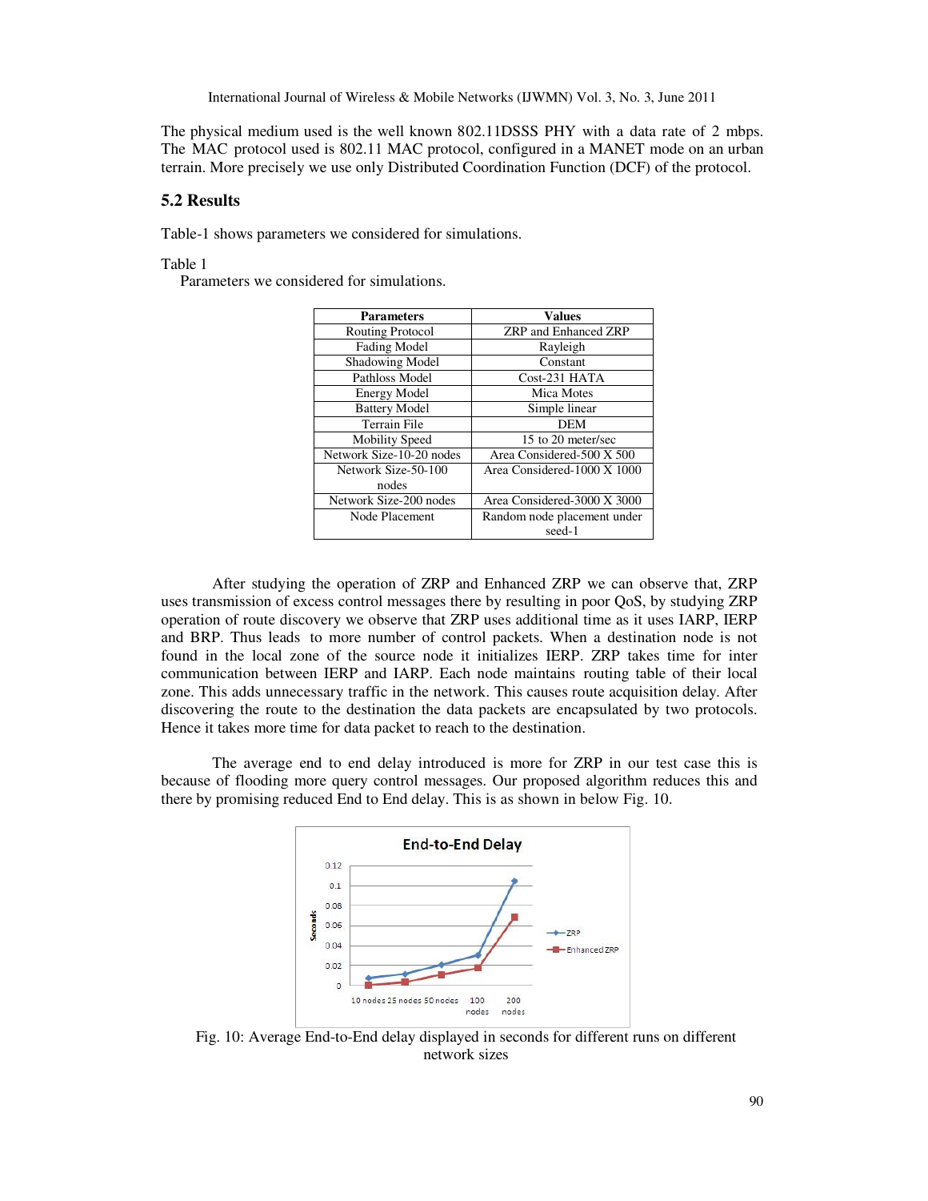The physical medium used is the well known 802.11DSSS PHY with a data rate of 2 mbps. The MAC protocol used is 802.11 MAC protocol, configured in a MANET mode on an urban terrain. More precisely we use only Distributed Coordination Function (DCF) of the protocol.

## 5.2 Results

Table-1 shows parameters we considered for simulations.

Table 1

Parameters we considered for simulations.

| Parameters | Values |
|---|---|
| Routing Protocol | ZRP and Enhanced ZRP |
| Fading Model | Rayleigh |
| Shadowing Model | Constant |
| Pathloss Model | Cost-231 HATA |
| Energy Model | Mica Motes |
| Battery Model | Simple linear |
| Terrain File | DEM |
| Mobility Speed | 15 to 20 meter/sec |
| Network Size-10-20 nodes | Area Considered-500 X 500 |
| Network Size-50-100 nodes | Area Considered-1000 X 1000 |
| Network Size-200 nodes | Area Considered-3000 X 3000 |
| Node Placement | Random node placement under seed-1 |

After studying the operation of ZRP and Enhanced ZRP we can observe that, ZRP uses transmission of excess control messages there by resulting in poor QoS, by studying ZRP operation of route discovery we observe that ZRP uses additional time as it uses IARP, IERP and BRP. Thus leads to more number of control packets. When a destination node is not found in the local zone of the source node it initializes IERP. ZRP takes time for inter communication between IERP and IARP. Each node maintains routing table of their local zone. This adds unnecessary traffic in the network. This causes route acquisition delay. After discovering the route to the destination the data packets are encapsulated by two protocols. Hence it takes more time for data packet to reach to the destination.

The average end to end delay introduced is more for ZRP in our test case this is because of flooding more query control messages. Our proposed algorithm reduces this and there by promising reduced End to End delay. This is as shown in below Fig. 10.

Fig. 10: Average End-to-End delay displayed in seconds for different runs on different network sizes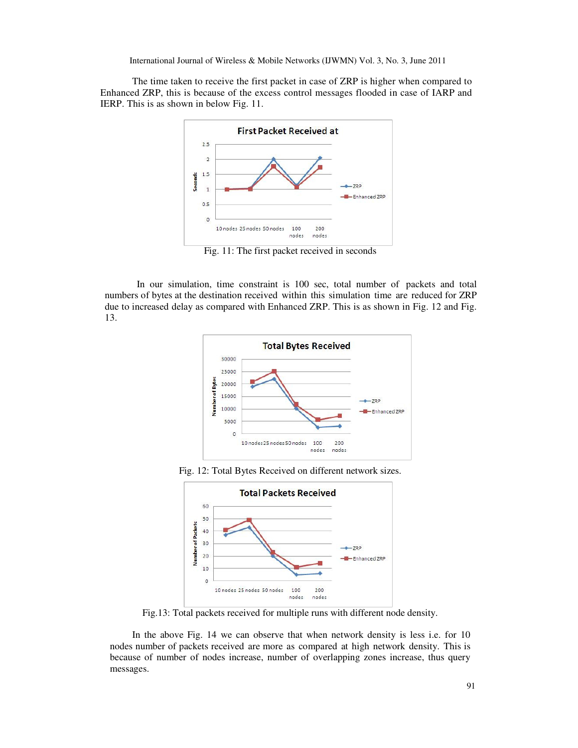The time taken to receive the first packet in case of ZRP is higher when compared to Enhanced ZRP, this is because of the excess control messages flooded in case of IARP and IERP. This is as shown in below Fig. 11.

Fig. 11: The first packet received in seconds

In our simulation, time constraint is 100 sec, total number of packets and total numbers of bytes at the destination received within this simulation time are reduced for ZRP due to increased delay as compared with Enhanced ZRP. This is as shown in Fig. 12 and Fig. 13.

Fig. 12: Total Bytes Received on different network sizes.

Fig.13: Total packets received for multiple runs with different node density.

In the above Fig. 14 we can observe that when network density is less i.e. for 10 nodes number of packets received are more as compared at high network density. This is because of number of nodes increase, number of overlapping zones increase, thus query messages.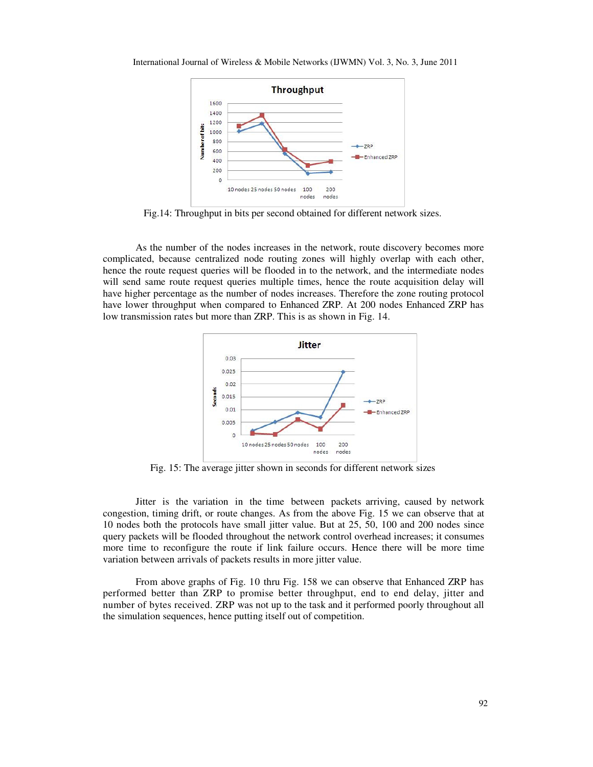Fig.14: Throughput in bits per second obtained for different network sizes.

As the number of the nodes increases in the network, route discovery becomes more complicated, because centralized node routing zones will highly overlap with each other, hence the route request queries will be flooded in to the network, and the intermediate nodes will send same route request queries multiple times, hence the route acquisition delay will have higher percentage as the number of nodes increases. Therefore the zone routing protocol have lower throughput when compared to Enhanced ZRP. At 200 nodes Enhanced ZRP has low transmission rates but more than ZRP. This is as shown in Fig. 14.

Fig. 15: The average jitter shown in seconds for different network sizes

Jitter is the variation in the time between packets arriving, caused by network congestion, timing drift, or route changes. As from the above Fig. 15 we can observe that at 10 nodes both the protocols have small jitter value. But at 25, 50, 100 and 200 nodes since query packets will be flooded throughout the network control overhead increases; it consumes more time to reconfigure the route if link failure occurs. Hence there will be more time variation between arrivals of packets results in more jitter value.

From above graphs of Fig. 10 thru Fig. 158 we can observe that Enhanced ZRP has performed better than ZRP to promise better throughput, end to end delay, jitter and number of bytes received. ZRP was not up to the task and it performed poorly throughout all the simulation sequences, hence putting itself out of competition.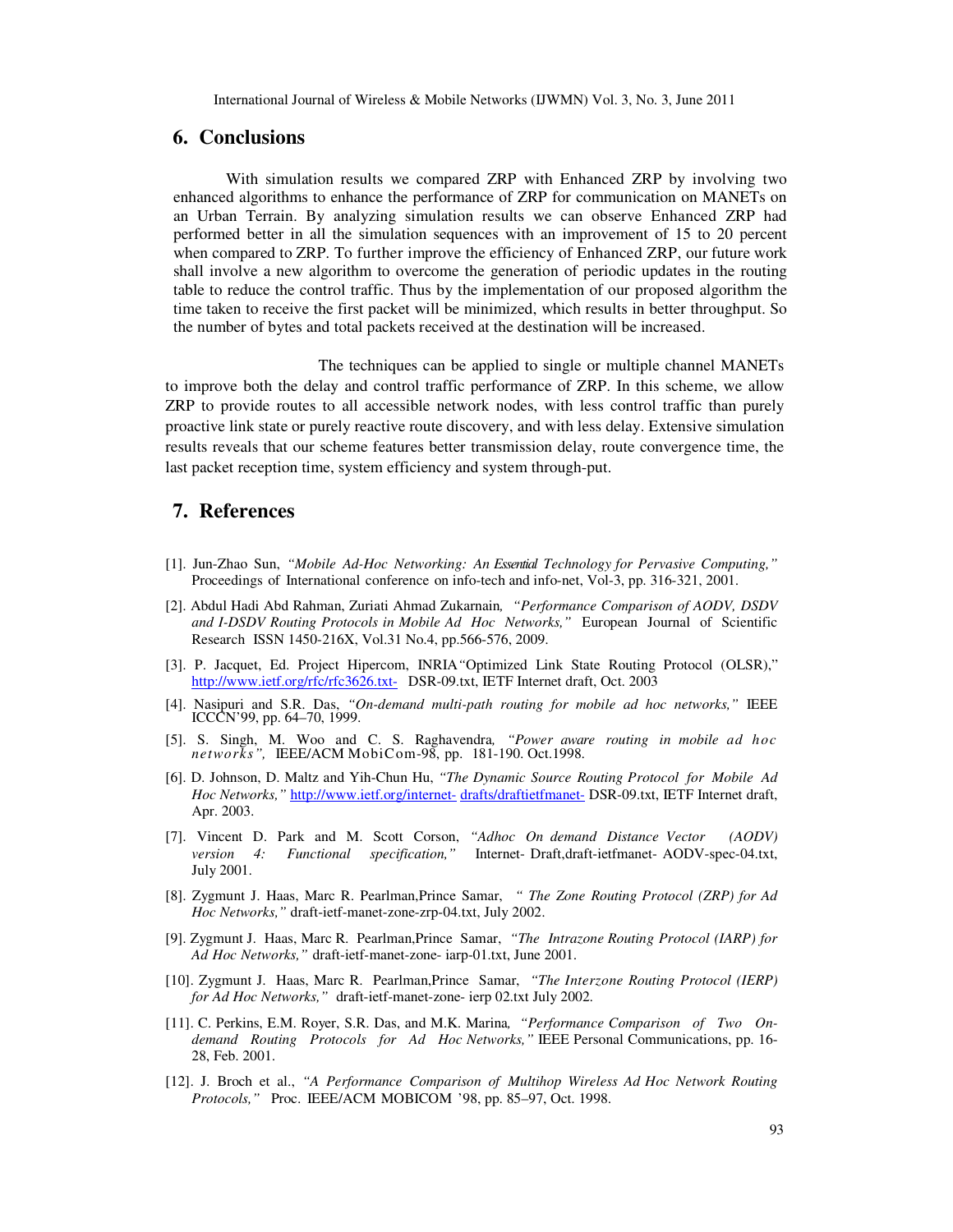## 6. Conclusions

With simulation results we compared ZRP with Enhanced ZRP by involving two enhanced algorithms to enhance the performance of ZRP for communication on MANETs on an Urban Terrain. By analyzing simulation results we can observe Enhanced ZRP had performed better in all the simulation sequences with an improvement of 15 to 20 percent when compared to ZRP. To further improve the efficiency of Enhanced ZRP, our future work shall involve a new algorithm to overcome the generation of periodic updates in the routing table to reduce the control traffic. Thus by the implementation of our proposed algorithm the time taken to receive the first packet will be minimized, which results in better throughput. So the number of bytes and total packets received at the destination will be increased.

The techniques can be applied to single or multiple channel MANETs to improve both the delay and control traffic performance of ZRP. In this scheme, we allow ZRP to provide routes to all accessible network nodes, with less control traffic than purely proactive link state or purely reactive route discovery, and with less delay. Extensive simulation results reveals that our scheme features better transmission delay, route convergence time, the last packet reception time, system efficiency and system through-put.

## 7. References

[1]. Jun-Zhao Sun, *"Mobile Ad-Hoc Networking: An Essential Technology for Pervasive Computing,"* Proceedings of International conference on info-tech and info-net, Vol-3, pp. 316-321, 2001.

[2]. Abdul Hadi Abd Rahman, Zuriati Ahmad Zukarnain, *"Performance Comparison of AODV, DSDV and I-DSDV Routing Protocols in Mobile Ad Hoc Networks,"* European Journal of Scientific Research ISSN 1450-216X, Vol.31 No.4, pp.566-576, 2009.

[3]. P. Jacquet, Ed. Project Hipercom, INRIA "Optimized Link State Routing Protocol (OLSR)," http://www.ietf.org/rfc/rfc3626.txt- DSR-09.txt, IETF Internet draft, Oct. 2003

[4]. Nasipuri and S.R. Das, *"On-demand multi-path routing for mobile ad hoc networks,"* IEEE ICCCN'99, pp. 64–70, 1999.

[5]. S. Singh, M. Woo and C. S. Raghavendra, *"Power aware routing in mobile ad hoc networks",* IEEE/ACM MobiCom-98, pp. 181-190. Oct.1998.

[6]. D. Johnson, D. Maltz and Yih-Chun Hu, *"The Dynamic Source Routing Protocol for Mobile Ad Hoc Networks,"* http://www.ietf.org/internet- drafts/draftietfmanet- DSR-09.txt, IETF Internet draft, Apr. 2003.

[7]. Vincent D. Park and M. Scott Corson, *"Adhoc On demand Distance Vector (AODV) version 4: Functional specification,"* Internet- Draft,draft-ietfmanet- AODV-spec-04.txt, July 2001.

[8]. Zygmunt J. Haas, Marc R. Pearlman,Prince Samar, *" The Zone Routing Protocol (ZRP) for Ad Hoc Networks,"* draft-ietf-manet-zone-zrp-04.txt, July 2002.

[9]. Zygmunt J. Haas, Marc R. Pearlman,Prince Samar, *"The Intrazone Routing Protocol (IARP) for Ad Hoc Networks,"* draft-ietf-manet-zone- iarp-01.txt, June 2001.

[10]. Zygmunt J. Haas, Marc R. Pearlman,Prince Samar, *"The Interzone Routing Protocol (IERP) for Ad Hoc Networks,"* draft-ietf-manet-zone- ierp 02.txt July 2002.

[11]. C. Perkins, E.M. Royer, S.R. Das, and M.K. Marina, *"Performance Comparison of Two On-demand Routing Protocols for Ad Hoc Networks,"* IEEE Personal Communications, pp. 16-28, Feb. 2001.

[12]. J. Broch et al., *"A Performance Comparison of Multihop Wireless Ad Hoc Network Routing Protocols,"* Proc. IEEE/ACM MOBICOM '98, pp. 85–97, Oct. 1998.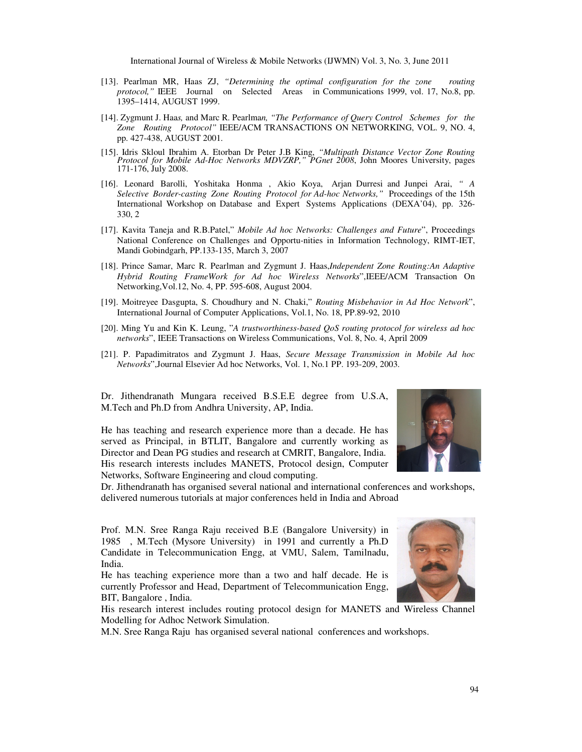[13]. Pearlman MR, Haas ZJ, *"Determining the optimal configuration for the zone routing protocol,"* IEEE Journal on Selected Areas in Communications 1999, vol. 17, No.8, pp. 1395–1414, AUGUST 1999.

[14]. Zygmunt J. Haas, and Marc R. Pearlman, *"The Performance of Query Control Schemes for the Zone Routing Protocol"* IEEE/ACM TRANSACTIONS ON NETWORKING, VOL. 9, NO. 4, pp. 427-438, AUGUST 2001.

[15]. Idris Skloul Ibrahim A. Etorban Dr Peter J.B King, *"Multipath Distance Vector Zone Routing Protocol for Mobile Ad-Hoc Networks MDVZRP," PGnet 2008*, John Moores University, pages 171-176, July 2008.

[16]. Leonard Barolli, Yoshitaka Honma , Akio Koya, Arjan Durresi and Junpei Arai, *" A Selective Border-casting Zone Routing Protocol for Ad-hoc Networks,"* Proceedings of the 15th International Workshop on Database and Expert Systems Applications (DEXA'04), pp. 326-330, 2

[17]. Kavita Taneja and R.B.Patel," *Mobile Ad hoc Networks: Challenges and Future*", Proceedings National Conference on Challenges and Opportu-nities in Information Technology, RIMT-IET, Mandi Gobindgarh, PP.133-135, March 3, 2007

[18]. Prince Samar, Marc R. Pearlman and Zygmunt J. Haas,*Independent Zone Routing:An Adaptive Hybrid Routing FrameWork for Ad hoc Wireless Networks*",IEEE/ACM Transaction On Networking,Vol.12, No. 4, PP. 595-608, August 2004.

[19]. Moitreyee Dasgupta, S. Choudhury and N. Chaki," *Routing Misbehavior in Ad Hoc Network*", International Journal of Computer Applications, Vol.1, No. 18, PP.89-92, 2010

[20]. Ming Yu and Kin K. Leung, "*A trustworthiness-based QoS routing protocol for wireless ad hoc networks*", IEEE Transactions on Wireless Communications, Vol. 8, No. 4, April 2009

[21]. P. Papadimitratos and Zygmunt J. Haas, *Secure Message Transmission in Mobile Ad hoc Networks*",Journal Elsevier Ad hoc Networks, Vol. 1, No.1 PP. 193-209, 2003.

Dr. Jithendranath Mungara received B.S.E.E degree from U.S.A, M.Tech and Ph.D from Andhra University, AP, India.

He has teaching and research experience more than a decade. He has served as Principal, in BTLIT, Bangalore and currently working as Director and Dean PG studies and research at CMRIT, Bangalore, India. His research interests includes MANETS, Protocol design, Computer Networks, Software Engineering and cloud computing.

Dr. Jithendranath has organised several national and international conferences and workshops, delivered numerous tutorials at major conferences held in India and Abroad

Prof. M.N. Sree Ranga Raju received B.E (Bangalore University) in 1985 , M.Tech (Mysore University) in 1991 and currently a Ph.D Candidate in Telecommunication Engg, at VMU, Salem, Tamilnadu, India.

He has teaching experience more than a two and half decade. He is currently Professor and Head, Department of Telecommunication Engg, BIT, Bangalore , India.

His research interest includes routing protocol design for MANETS and Wireless Channel Modelling for Adhoc Network Simulation.

M.N. Sree Ranga Raju has organised several national conferences and workshops.